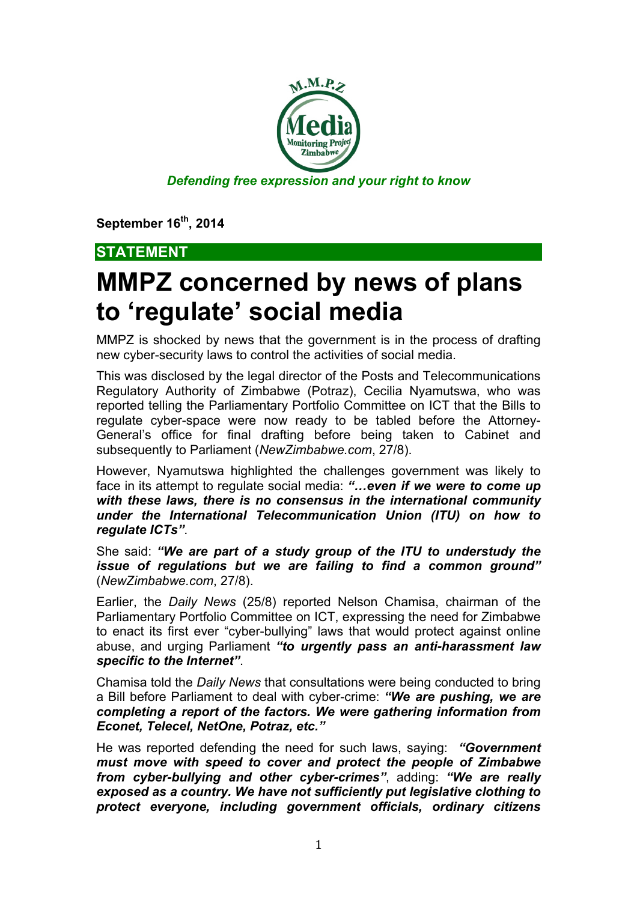*Defending free expression and your right to know*

**September 16th, 2014**

**STATEMENT**

# MMPZ concerned by news of plans to 'regulate' social media

MMPZ is shocked by news that the government is in the process of drafting new cyber-security laws to control the activities of social media.

This was disclosed by the legal director of the Posts and Telecommunications Regulatory Authority of Zimbabwe (Potraz), Cecilia Nyamutswa, who was reported telling the Parliamentary Portfolio Committee on ICT that the Bills to regulate cyber-space were now ready to be tabled before the Attorney-General's office for final drafting before being taken to Cabinet and subsequently to Parliament (*NewZimbabwe.com*, 27/8).

However, Nyamutswa highlighted the challenges government was likely to face in its attempt to regulate social media: ***"…even if we were to come up with these laws, there is no consensus in the international community under the International Telecommunication Union (ITU) on how to regulate ICTs"***.

She said: ***"We are part of a study group of the ITU to understudy the issue of regulations but we are failing to find a common ground"*** (*NewZimbabwe.com*, 27/8).

Earlier, the *Daily News* (25/8) reported Nelson Chamisa, chairman of the Parliamentary Portfolio Committee on ICT, expressing the need for Zimbabwe to enact its first ever "cyber-bullying" laws that would protect against online abuse, and urging Parliament ***"to urgently pass an anti-harassment law specific to the Internet"***.

Chamisa told the *Daily News* that consultations were being conducted to bring a Bill before Parliament to deal with cyber-crime: ***"We are pushing, we are completing a report of the factors. We were gathering information from Econet, Telecel, NetOne, Potraz, etc."***

He was reported defending the need for such laws, saying: ***"Government must move with speed to cover and protect the people of Zimbabwe from cyber-bullying and other cyber-crimes"***, adding: ***"We are really exposed as a country. We have not sufficiently put legislative clothing to protect everyone, including government officials, ordinary citizens***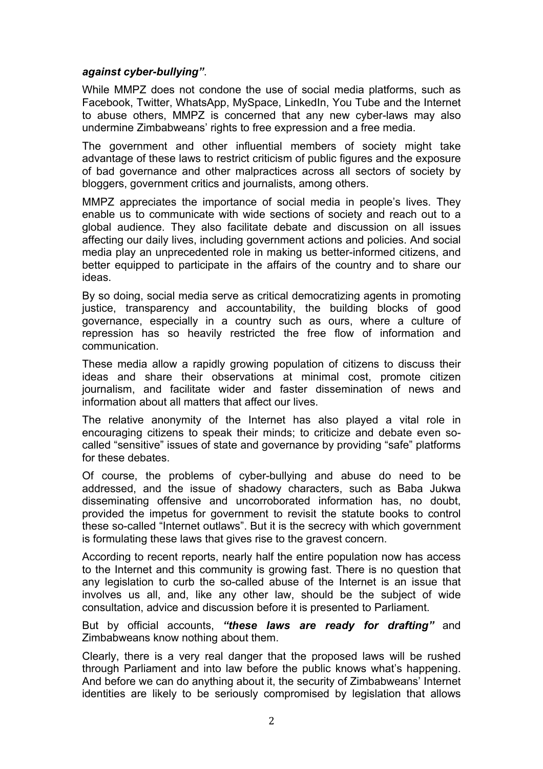***against cyber-bullying"***.

While MMPZ does not condone the use of social media platforms, such as Facebook, Twitter, WhatsApp, MySpace, LinkedIn, You Tube and the Internet to abuse others, MMPZ is concerned that any new cyber-laws may also undermine Zimbabweans' rights to free expression and a free media.

The government and other influential members of society might take advantage of these laws to restrict criticism of public figures and the exposure of bad governance and other malpractices across all sectors of society by bloggers, government critics and journalists, among others.

MMPZ appreciates the importance of social media in people's lives. They enable us to communicate with wide sections of society and reach out to a global audience. They also facilitate debate and discussion on all issues affecting our daily lives, including government actions and policies. And social media play an unprecedented role in making us better-informed citizens, and better equipped to participate in the affairs of the country and to share our ideas.

By so doing, social media serve as critical democratizing agents in promoting justice, transparency and accountability, the building blocks of good governance, especially in a country such as ours, where a culture of repression has so heavily restricted the free flow of information and communication.

These media allow a rapidly growing population of citizens to discuss their ideas and share their observations at minimal cost, promote citizen journalism, and facilitate wider and faster dissemination of news and information about all matters that affect our lives.

The relative anonymity of the Internet has also played a vital role in encouraging citizens to speak their minds; to criticize and debate even so-called "sensitive" issues of state and governance by providing "safe" platforms for these debates.

Of course, the problems of cyber-bullying and abuse do need to be addressed, and the issue of shadowy characters, such as Baba Jukwa disseminating offensive and uncorroborated information has, no doubt, provided the impetus for government to revisit the statute books to control these so-called "Internet outlaws". But it is the secrecy with which government is formulating these laws that gives rise to the gravest concern.

According to recent reports, nearly half the entire population now has access to the Internet and this community is growing fast. There is no question that any legislation to curb the so-called abuse of the Internet is an issue that involves us all, and, like any other law, should be the subject of wide consultation, advice and discussion before it is presented to Parliament.

But by official accounts, ***"these laws are ready for drafting"*** and Zimbabweans know nothing about them.

Clearly, there is a very real danger that the proposed laws will be rushed through Parliament and into law before the public knows what's happening. And before we can do anything about it, the security of Zimbabweans' Internet identities are likely to be seriously compromised by legislation that allows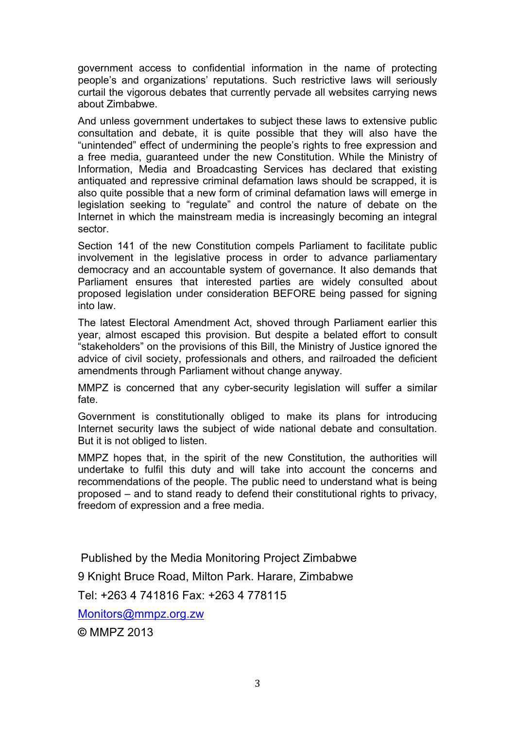government access to confidential information in the name of protecting people's and organizations' reputations. Such restrictive laws will seriously curtail the vigorous debates that currently pervade all websites carrying news about Zimbabwe.

And unless government undertakes to subject these laws to extensive public consultation and debate, it is quite possible that they will also have the "unintended" effect of undermining the people's rights to free expression and a free media, guaranteed under the new Constitution. While the Ministry of Information, Media and Broadcasting Services has declared that existing antiquated and repressive criminal defamation laws should be scrapped, it is also quite possible that a new form of criminal defamation laws will emerge in legislation seeking to "regulate" and control the nature of debate on the Internet in which the mainstream media is increasingly becoming an integral sector.

Section 141 of the new Constitution compels Parliament to facilitate public involvement in the legislative process in order to advance parliamentary democracy and an accountable system of governance. It also demands that Parliament ensures that interested parties are widely consulted about proposed legislation under consideration BEFORE being passed for signing into law.

The latest Electoral Amendment Act, shoved through Parliament earlier this year, almost escaped this provision. But despite a belated effort to consult "stakeholders" on the provisions of this Bill, the Ministry of Justice ignored the advice of civil society, professionals and others, and railroaded the deficient amendments through Parliament without change anyway.

MMPZ is concerned that any cyber-security legislation will suffer a similar fate.

Government is constitutionally obliged to make its plans for introducing Internet security laws the subject of wide national debate and consultation. But it is not obliged to listen.

MMPZ hopes that, in the spirit of the new Constitution, the authorities will undertake to fulfil this duty and will take into account the concerns and recommendations of the people. The public need to understand what is being proposed – and to stand ready to defend their constitutional rights to privacy, freedom of expression and a free media.

Published by the Media Monitoring Project Zimbabwe

9 Knight Bruce Road, Milton Park. Harare, Zimbabwe

Tel: +263 4 741816 Fax: +263 4 778115

Monitors@mmpz.org.zw

© MMPZ 2013